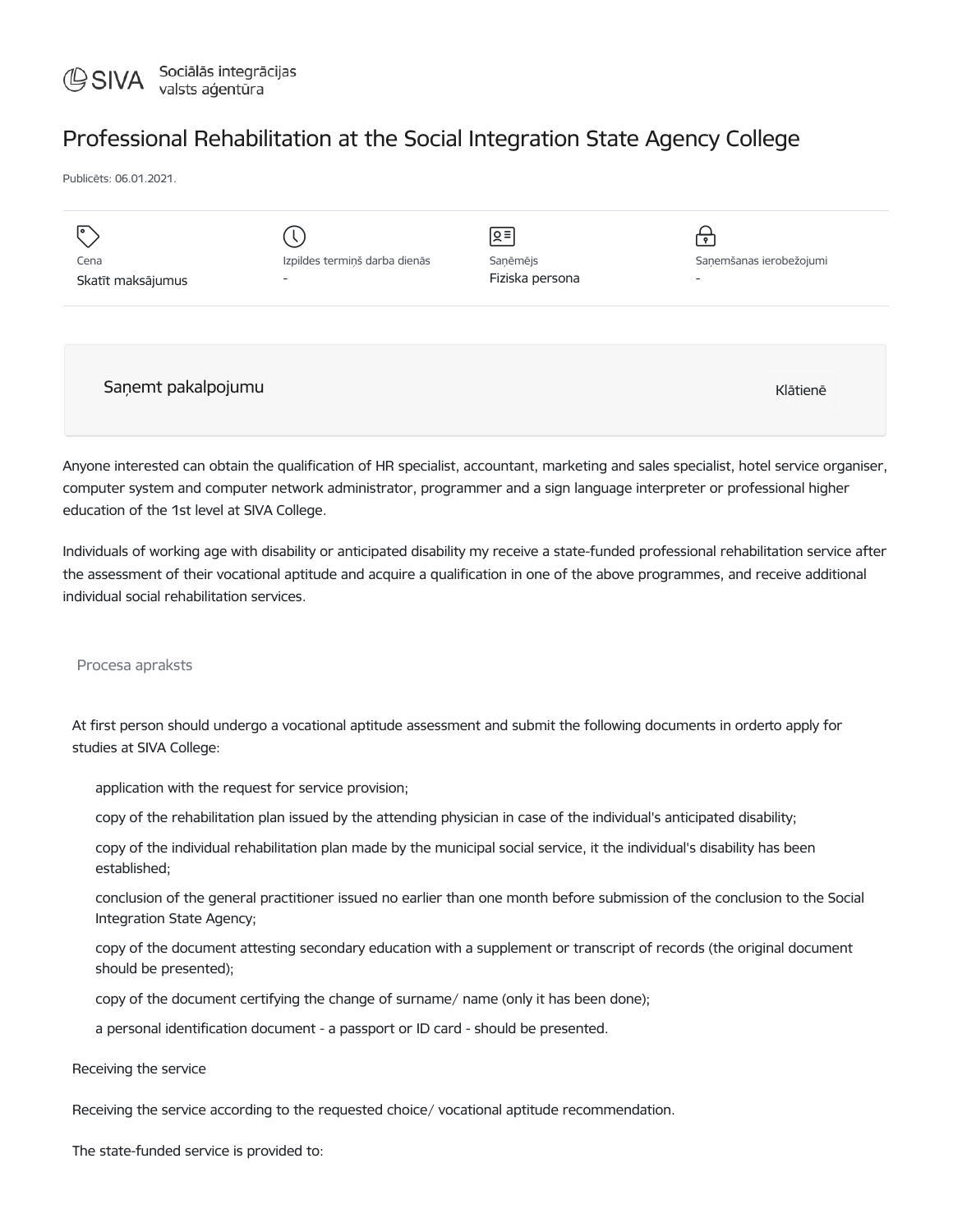SIVA Sociālās integrācijas valsts aģentūra

# Professional Rehabilitation at the Social Integration State Agency College

Publicēts: 06.01.2021.

| Cena | Izpildes termiņš darba dienās | Saņēmējs | Saņemšanas ierobežojumi |
|---|---|---|---|
| Skatīt maksājumus | - | Fiziska persona | - |

Saņemt pakalpojumu — Klātienē

Anyone interested can obtain the qualification of HR specialist, accountant, marketing and sales specialist, hotel service organiser, computer system and computer network administrator, programmer and a sign language interpreter or professional higher education of the 1st level at SIVA College.

Individuals of working age with disability or anticipated disability my receive a state-funded professional rehabilitation service after the assessment of their vocational aptitude and acquire a qualification in one of the above programmes, and receive additional individual social rehabilitation services.

## Procesa apraksts

At first person should undergo a vocational aptitude assessment and submit the following documents in orderto apply for studies at SIVA College:

- application with the request for service provision;
- copy of the rehabilitation plan issued by the attending physician in case of the individual's anticipated disability;
- copy of the individual rehabilitation plan made by the municipal social service, it the individual's disability has been established;
- conclusion of the general practitioner issued no earlier than one month before submission of the conclusion to the Social Integration State Agency;
- copy of the document attesting secondary education with a supplement or transcript of records (the original document should be presented);
- copy of the document certifying the change of surname/ name (only it has been done);
- a personal identification document - a passport or ID card - should be presented.

Receiving the service

Receiving the service according to the requested choice/ vocational aptitude recommendation.

The state-funded service is provided to: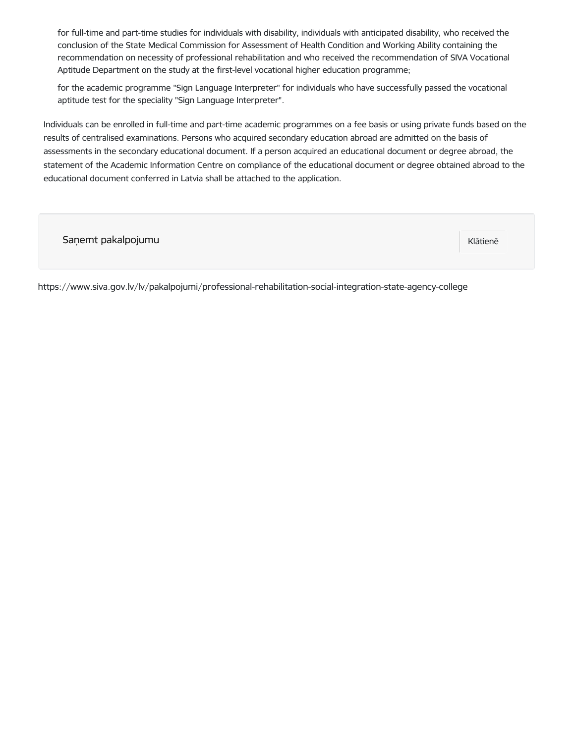for full-time and part-time studies for individuals with disability, individuals with anticipated disability, who received the conclusion of the State Medical Commission for Assessment of Health Condition and Working Ability containing the recommendation on necessity of professional rehabilitation and who received the recommendation of SIVA Vocational Aptitude Department on the study at the first-level vocational higher education programme;

for the academic programme "Sign Language Interpreter" for individuals who have successfully passed the vocational aptitude test for the speciality "Sign Language Interpreter".

Individuals can be enrolled in full-time and part-time academic programmes on a fee basis or using private funds based on the results of centralised examinations. Persons who acquired secondary education abroad are admitted on the basis of assessments in the secondary educational document. If a person acquired an educational document or degree abroad, the statement of the Academic Information Centre on compliance of the educational document or degree obtained abroad to the educational document conferred in Latvia shall be attached to the application.

Saņemt pakalpojumu

Klātienē

https://www.siva.gov.lv/lv/pakalpojumi/professional-rehabilitation-social-integration-state-agency-college